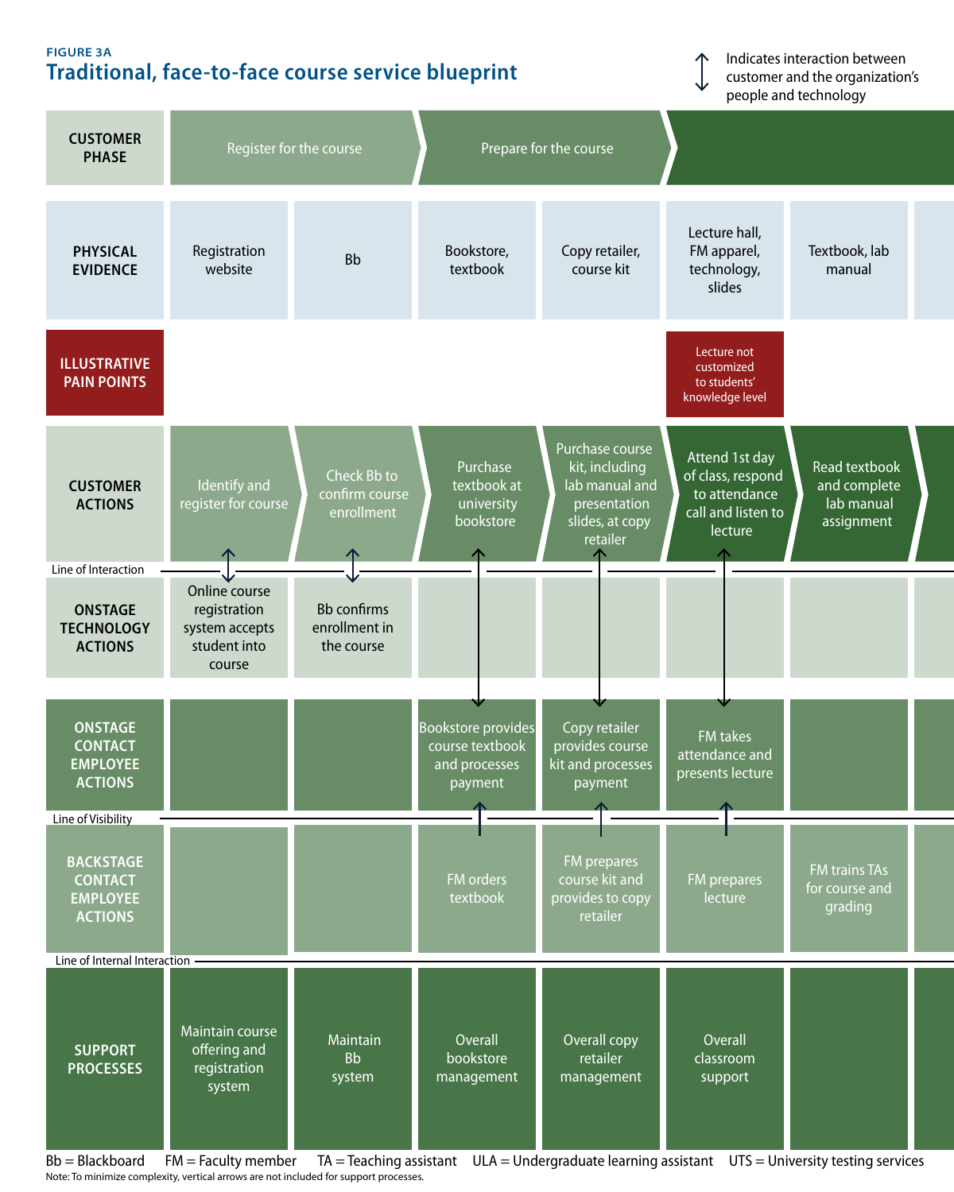FIGURE 3A

## Traditional, face-to-face course service blueprint

↕ Indicates interaction between customer and the organization's people and technology

| CUSTOMER PHASE | Register for the course | | Prepare for the course | | | | |
|---|---|---|---|---|---|---|---|
| PHYSICAL EVIDENCE | Registration website | Bb | Bookstore, textbook | Copy retailer, course kit | Lecture hall, FM apparel, technology, slides | Textbook, lab manual | |
| ILLUSTRATIVE PAIN POINTS | | | | | Lecture not customized to students' knowledge level | | |
| CUSTOMER ACTIONS | Identify and register for course | Check Bb to confirm course enrollment | Purchase textbook at university bookstore | Purchase course kit, including lab manual and presentation slides, at copy retailer | Attend 1st day of class, respond to attendance call and listen to lecture | Read textbook and complete lab manual assignment | |
| *Line of Interaction* | | | | | | | |
| ONSTAGE TECHNOLOGY ACTIONS | Online course registration system accepts student into course | Bb confirms enrollment in the course | | | | | |
| ONSTAGE CONTACT EMPLOYEE ACTIONS | | | Bookstore provides course textbook and processes payment | Copy retailer provides course kit and processes payment | FM takes attendance and presents lecture | | |
| *Line of Visibility* | | | | | | | |
| BACKSTAGE CONTACT EMPLOYEE ACTIONS | | | FM orders textbook | FM prepares course kit and provides to copy retailer | FM prepares lecture | FM trains TAs for course and grading | |
| *Line of Internal Interaction* | | | | | | | |
| SUPPORT PROCESSES | Maintain course offering and registration system | Maintain Bb system | Overall bookstore management | Overall copy retailer management | Overall classroom support | | |

Bb = Blackboard FM = Faculty member TA = Teaching assistant ULA = Undergraduate learning assistant UTS = University testing services

Note: To minimize complexity, vertical arrows are not included for support processes.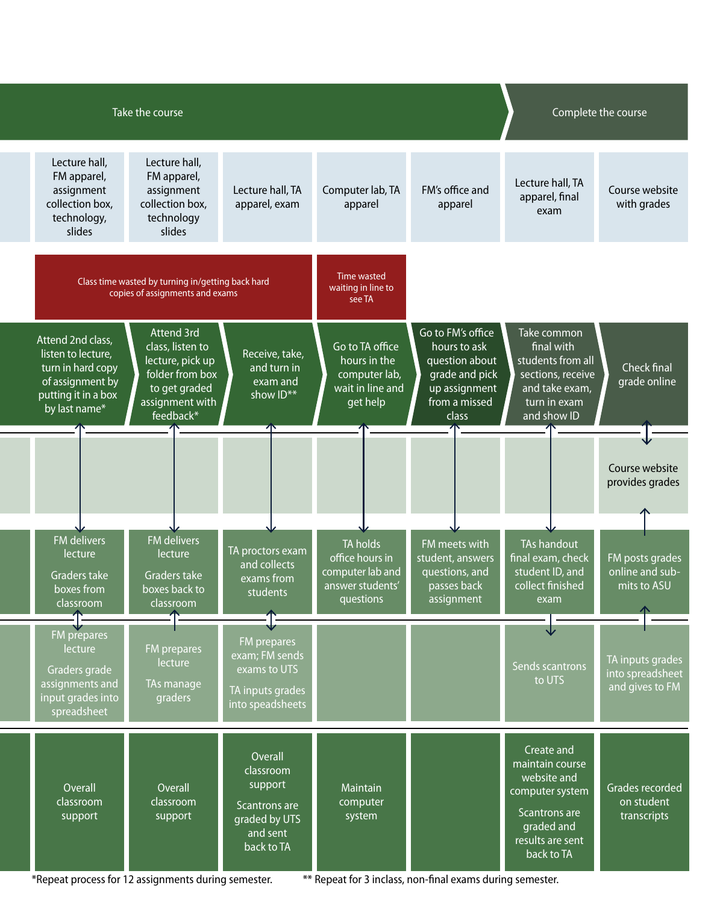| Take the course | | | | | Complete the course | |
|---|---|---|---|---|---|---|
| Lecture hall, FM apparel, assignment collection box, technology, slides | Lecture hall, FM apparel, assignment collection box, technology slides | Lecture hall, TA apparel, exam | Computer lab, TA apparel | FM's office and apparel | Lecture hall, TA apparel, final exam | Course website with grades |
| Class time wasted by turning in/getting back hard copies of assignments and exams | | | Time wasted waiting in line to see TA | | | |
| Attend 2nd class, listen to lecture, turn in hard copy of assignment by putting it in a box by last name* | Attend 3rd class, listen to lecture, pick up folder from box to get graded assignment with feedback* | Receive, take, and turn in exam and show ID** | Go to TA office hours in the computer lab, wait in line and get help | Go to FM's office hours to ask question about grade and pick up assignment from a missed class | Take common final with students from all sections, receive and take exam, turn in exam and show ID | Check final grade online |
| | | | | | | Course website provides grades |
| FM delivers lecture<br><br>Graders take boxes from classroom | FM delivers lecture<br><br>Graders take boxes back to classroom | TA proctors exam and collects exams from students | TA holds office hours in computer lab and answer students' questions | FM meets with student, answers questions, and passes back assignment | TAs handout final exam, check student ID, and collect finished exam | FM posts grades online and submits to ASU |
| FM prepares lecture<br><br>Graders grade assignments and input grades into spreadsheet | FM prepares lecture<br><br>TAs manage graders | FM prepares exam; FM sends exams to UTS<br><br>TA inputs grades into speadsheets | | | Sends scantrons to UTS | TA inputs grades into spreadsheet and gives to FM |
| Overall classroom support | Overall classroom support | Overall classroom support<br><br>Scantrons are graded by UTS and sent back to TA | Maintain computer system | | Create and maintain course website and computer system<br><br>Scantrons are graded and results are sent back to TA | Grades recorded on student transcripts |

*Repeat process for 12 assignments during semester. ** Repeat for 3 inclass, non-final exams during semester.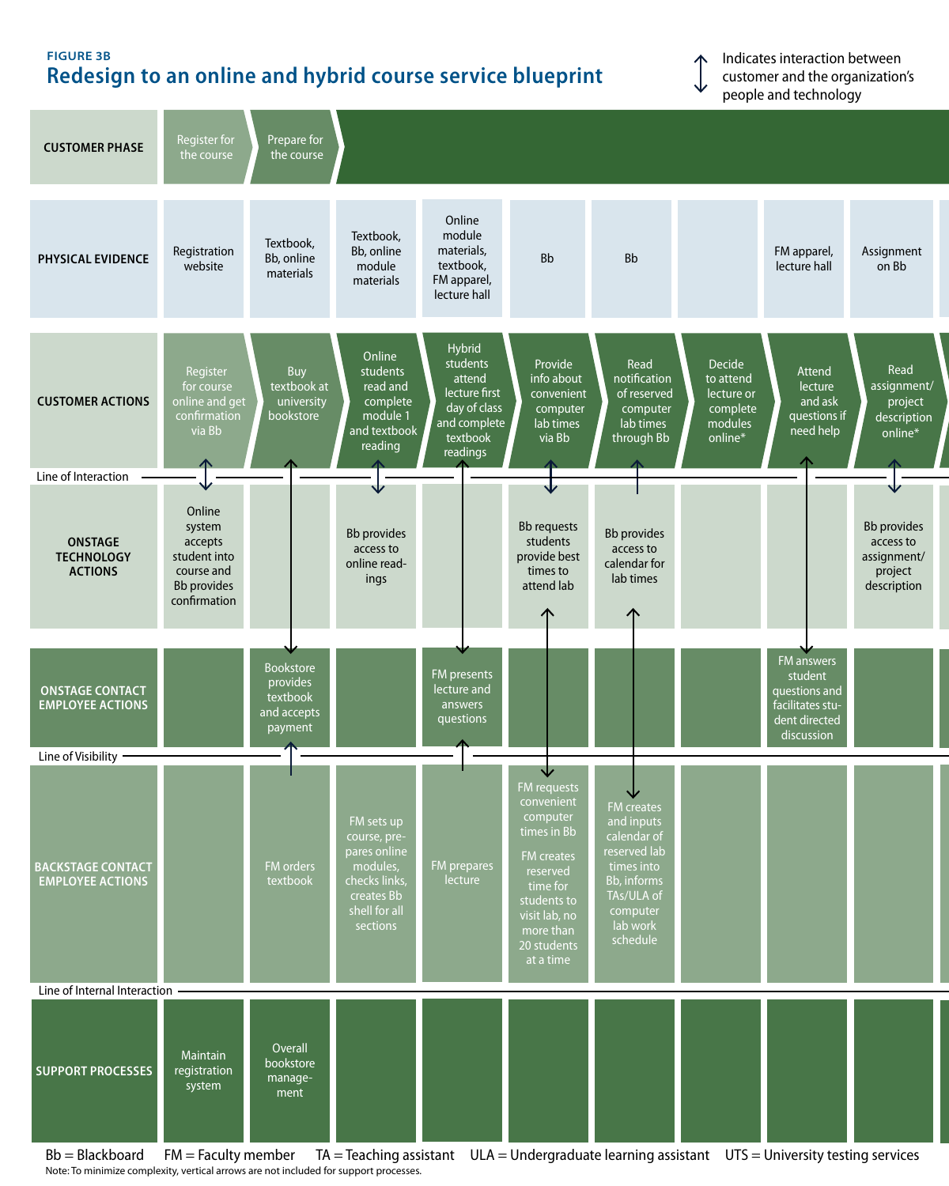FIGURE 3B

## Redesign to an online and hybrid course service blueprint

↕ Indicates interaction between customer and the organization's people and technology

| CUSTOMER PHASE | Register for the course | Prepare for the course | | | | | | | |
|---|---|---|---|---|---|---|---|---|---|
| PHYSICAL EVIDENCE | Registration website | Textbook, Bb, online materials | Textbook, Bb, online module materials | Online module materials, textbook, FM apparel, lecture hall | Bb | Bb | | FM apparel, lecture hall | Assignment on Bb |
| CUSTOMER ACTIONS | Register for course online and get confirmation via Bb | Buy textbook at university bookstore | Online students read and complete module 1 and textbook reading | Hybrid students attend lecture first day of class and complete textbook readings | Provide info about convenient computer lab times via Bb | Read notification of reserved computer lab times through Bb | Decide to attend lecture or complete modules online* | Attend lecture and ask questions if need help | Read assignment/ project description online* |
| *Line of Interaction* | | | | | | | | | |
| ONSTAGE TECHNOLOGY ACTIONS | Online system accepts student into course and Bb provides confirmation | | Bb provides access to online readings | | Bb requests students provide best times to attend lab | Bb provides access to calendar for lab times | | | Bb provides access to assignment/ project description |
| ONSTAGE CONTACT EMPLOYEE ACTIONS | | Bookstore provides textbook and accepts payment | | FM presents lecture and answers questions | | | | FM answers student questions and facilitates student directed discussion | |
| *Line of Visibility* | | | | | | | | | |
| BACKSTAGE CONTACT EMPLOYEE ACTIONS | | FM orders textbook | FM sets up course, prepares online modules, checks links, creates Bb shell for all sections | FM prepares lecture | FM requests convenient computer times in Bb<br>FM creates reserved time for students to visit lab, no more than 20 students at a time | FM creates and inputs calendar of reserved lab times into Bb, informs TAs/ULA of computer lab work schedule | | | |
| *Line of Internal Interaction* | | | | | | | | | |
| SUPPORT PROCESSES | Maintain registration system | Overall bookstore management | | | | | | | |

Bb = Blackboard FM = Faculty member TA = Teaching assistant ULA = Undergraduate learning assistant UTS = University testing services

Note: To minimize complexity, vertical arrows are not included for support processes.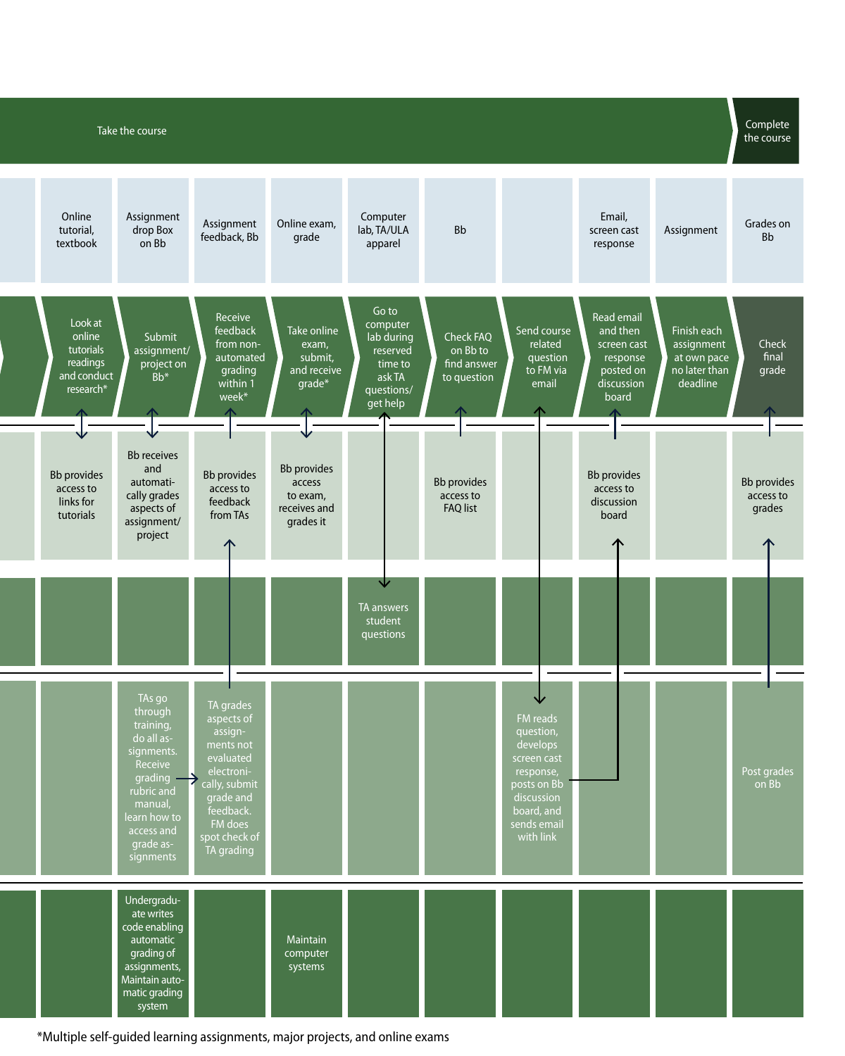| Take the course | | | | | | | | | Complete the course |
|---|---|---|---|---|---|---|---|---|---|
| Online tutorial, textbook | Assignment drop Box on Bb | Assignment feedback, Bb | Online exam, grade | Computer lab, TA/ULA apparel | Bb | | Email, screen cast response | Assignment | Grades on Bb |
| Look at online tutorials readings and conduct research* | Submit assignment/ project on Bb* | Receive feedback from non-automated grading within 1 week* | Take online exam, submit, and receive grade* | Go to computer lab during reserved time to ask TA questions/ get help | Check FAQ on Bb to find answer to question | Send course related question to FM via email | Read email and then screen cast response posted on discussion board | Finish each assignment at own pace no later than deadline | Check final grade |
| Bb provides access to links for tutorials | Bb receives and automatically grades aspects of assignment/ project | Bb provides access to feedback from TAs | Bb provides access to exam, receives and grades it | | Bb provides access to FAQ list | | Bb provides access to discussion board | | Bb provides access to grades |
| | | | | TA answers student questions | | | | | |
| | TAs go through training, do all assignments. Receive grading rubric and manual, learn how to access and grade assignments | TA grades aspects of assignments not evaluated electronically, submit grade and feedback. FM does spot check of TA grading | | | | FM reads question, develops screen cast response, posts on Bb discussion board, and sends email with link | | | Post grades on Bb |
| | Undergraduate writes code enabling automatic grading of assignments, Maintain automatic grading system | | Maintain computer systems | | | | | | |

*Multiple self-guided learning assignments, major projects, and online exams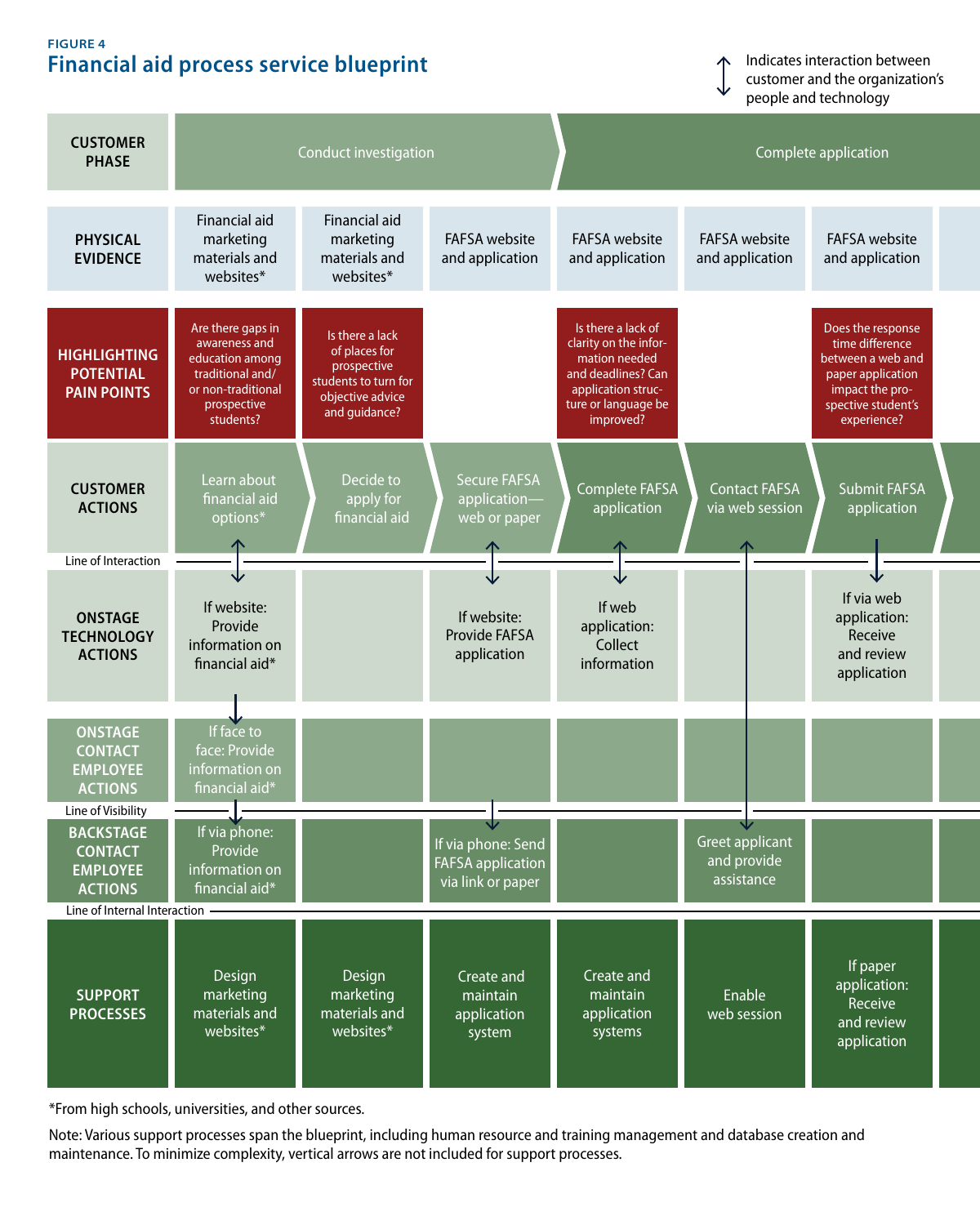FIGURE 4

## Financial aid process service blueprint

↕ Indicates interaction between customer and the organization's people and technology

| | | | | | | |
|---|---|---|---|---|---|---|
| **CUSTOMER PHASE** | Conduct investigation | | | Complete application | | |
| **PHYSICAL EVIDENCE** | Financial aid marketing materials and websites* | Financial aid marketing materials and websites* | FAFSA website and application | FAFSA website and application | FAFSA website and application | FAFSA website and application |
| **HIGHLIGHTING POTENTIAL PAIN POINTS** | Are there gaps in awareness and education among traditional and/or non-traditional prospective students? | Is there a lack of places for prospective students to turn for objective advice and guidance? | | Is there a lack of clarity on the information needed and deadlines? Can application structure or language be improved? | | Does the response time difference between a web and paper application impact the prospective student's experience? |
| **CUSTOMER ACTIONS** | Learn about financial aid options* | Decide to apply for financial aid | Secure FAFSA application—web or paper | Complete FAFSA application | Contact FAFSA via web session | Submit FAFSA application |
| *Line of Interaction* | | | | | | |
| **ONSTAGE TECHNOLOGY ACTIONS** | If website: Provide information on financial aid* | | If website: Provide FAFSA application | If web application: Collect information | | If via web application: Receive and review application |
| **ONSTAGE CONTACT EMPLOYEE ACTIONS** | If face to face: Provide information on financial aid* | | | | | |
| *Line of Visibility* | | | | | | |
| **BACKSTAGE CONTACT EMPLOYEE ACTIONS** | If via phone: Provide information on financial aid* | | If via phone: Send FAFSA application via link or paper | | Greet applicant and provide assistance | |
| *Line of Internal Interaction* | | | | | | |
| **SUPPORT PROCESSES** | Design marketing materials and websites* | Design marketing materials and websites* | Create and maintain application system | Create and maintain application systems | Enable web session | If paper application: Receive and review application |

*From high schools, universities, and other sources.

Note: Various support processes span the blueprint, including human resource and training management and database creation and maintenance. To minimize complexity, vertical arrows are not included for support processes.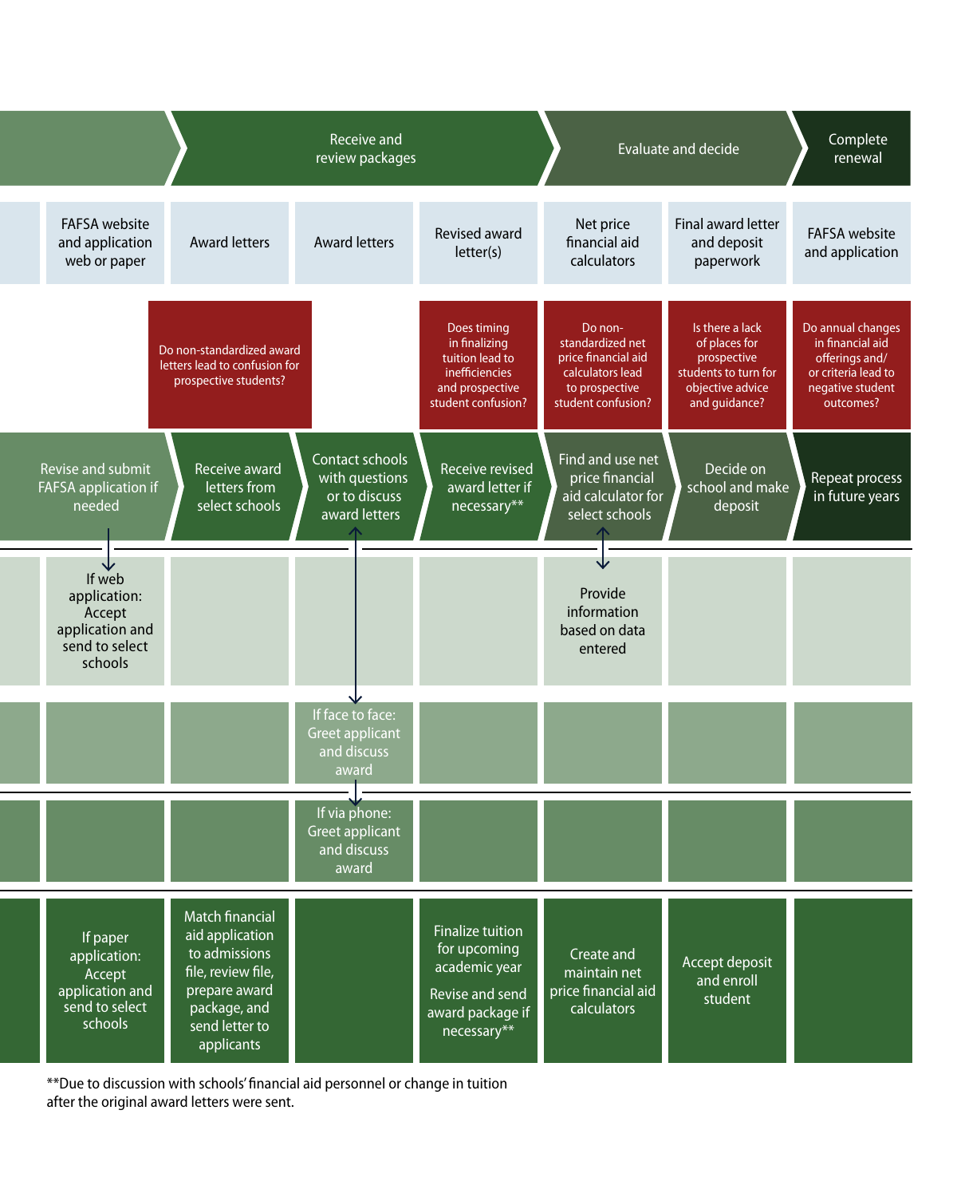| | Receive and review packages | | | | Evaluate and decide | | Complete renewal |
|---|---|---|---|---|---|---|---|
| FAFSA website and application web or paper | Award letters | Award letters | Revised award letter(s) | Net price financial aid calculators | Final award letter and deposit paperwork | FAFSA website and application |
| | Do non-standardized award letters lead to confusion for prospective students? | | Does timing in finalizing tuition lead to inefficiencies and prospective student confusion? | Do non-standardized net price financial aid calculators lead to prospective student confusion? | Is there a lack of places for prospective students to turn for objective advice and guidance? | Do annual changes in financial aid offerings and/or criteria lead to negative student outcomes? |
| Revise and submit FAFSA application if needed | Receive award letters from select schools | Contact schools with questions or to discuss award letters | Receive revised award letter if necessary** | Find and use net price financial aid calculator for select schools | Decide on school and make deposit | Repeat process in future years |
| If web application: Accept application and send to select schools | | | | Provide information based on data entered | | |
| | | If face to face: Greet applicant and discuss award | | | | |
| | | If via phone: Greet applicant and discuss award | | | | |
| If paper application: Accept application and send to select schools | Match financial aid application to admissions file, review file, prepare award package, and send letter to applicants | | Finalize tuition for upcoming academic year<br>Revise and send award package if necessary** | Create and maintain net price financial aid calculators | Accept deposit and enroll student | |

**Due to discussion with schools' financial aid personnel or change in tuition after the original award letters were sent.